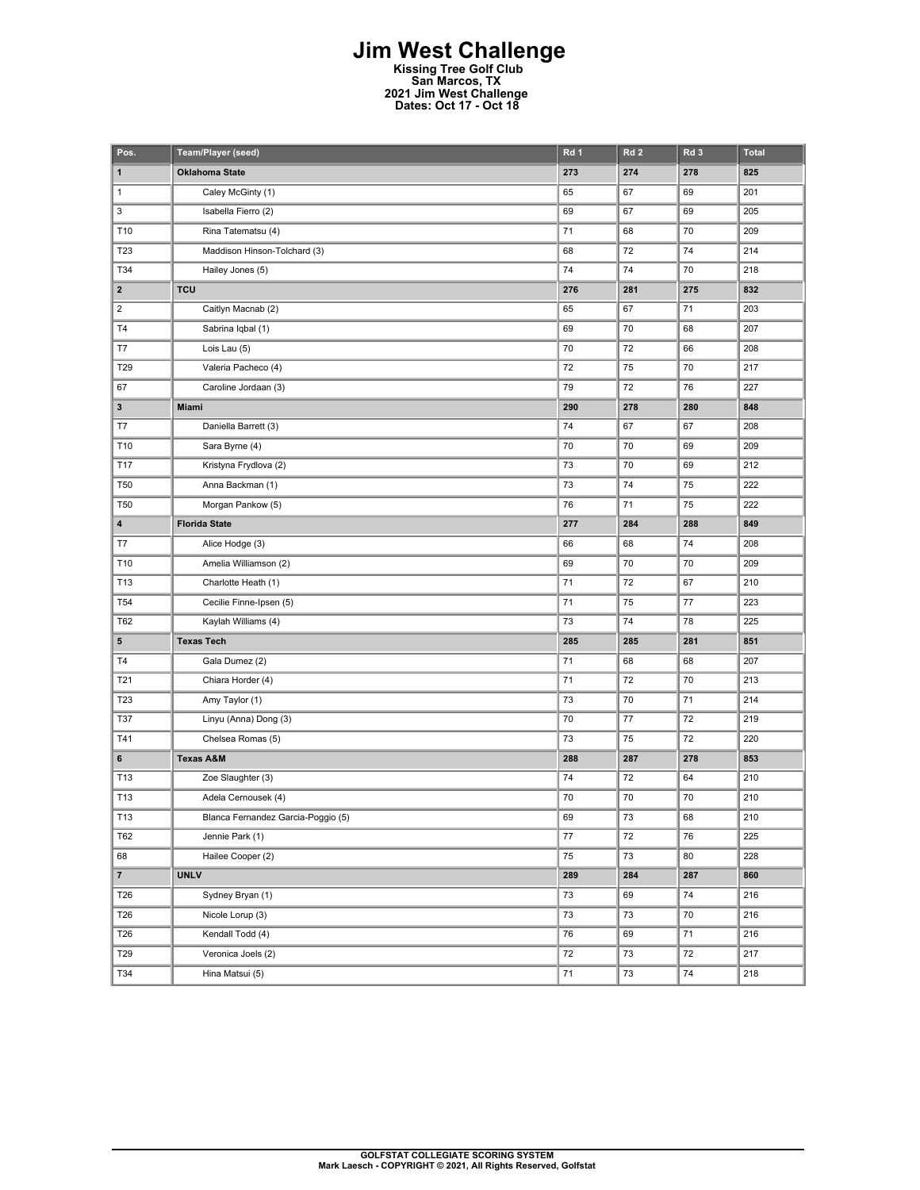# Jim West Challenge

**Kissing Tree Golf Club**
**San Marcos, TX**
**2021 Jim West Challenge**
**Dates: Oct 17 - Oct 18**

| Pos. | Team/Player (seed) | Rd 1 | Rd 2 | Rd 3 | Total |
|---|---|---|---|---|---|
| **1** | **Oklahoma State** | **273** | **274** | **278** | **825** |
| 1 | Caley McGinty (1) | 65 | 67 | 69 | 201 |
| 3 | Isabella Fierro (2) | 69 | 67 | 69 | 205 |
| T10 | Rina Tatematsu (4) | 71 | 68 | 70 | 209 |
| T23 | Maddison Hinson-Tolchard (3) | 68 | 72 | 74 | 214 |
| T34 | Hailey Jones (5) | 74 | 74 | 70 | 218 |
| **2** | **TCU** | **276** | **281** | **275** | **832** |
| 2 | Caitlyn Macnab (2) | 65 | 67 | 71 | 203 |
| T4 | Sabrina Iqbal (1) | 69 | 70 | 68 | 207 |
| T7 | Lois Lau (5) | 70 | 72 | 66 | 208 |
| T29 | Valeria Pacheco (4) | 72 | 75 | 70 | 217 |
| 67 | Caroline Jordaan (3) | 79 | 72 | 76 | 227 |
| **3** | **Miami** | **290** | **278** | **280** | **848** |
| T7 | Daniella Barrett (3) | 74 | 67 | 67 | 208 |
| T10 | Sara Byrne (4) | 70 | 70 | 69 | 209 |
| T17 | Kristyna Frydlova (2) | 73 | 70 | 69 | 212 |
| T50 | Anna Backman (1) | 73 | 74 | 75 | 222 |
| T50 | Morgan Pankow (5) | 76 | 71 | 75 | 222 |
| **4** | **Florida State** | **277** | **284** | **288** | **849** |
| T7 | Alice Hodge (3) | 66 | 68 | 74 | 208 |
| T10 | Amelia Williamson (2) | 69 | 70 | 70 | 209 |
| T13 | Charlotte Heath (1) | 71 | 72 | 67 | 210 |
| T54 | Cecilie Finne-Ipsen (5) | 71 | 75 | 77 | 223 |
| T62 | Kaylah Williams (4) | 73 | 74 | 78 | 225 |
| **5** | **Texas Tech** | **285** | **285** | **281** | **851** |
| T4 | Gala Dumez (2) | 71 | 68 | 68 | 207 |
| T21 | Chiara Horder (4) | 71 | 72 | 70 | 213 |
| T23 | Amy Taylor (1) | 73 | 70 | 71 | 214 |
| T37 | Linyu (Anna) Dong (3) | 70 | 77 | 72 | 219 |
| T41 | Chelsea Romas (5) | 73 | 75 | 72 | 220 |
| **6** | **Texas A&M** | **288** | **287** | **278** | **853** |
| T13 | Zoe Slaughter (3) | 74 | 72 | 64 | 210 |
| T13 | Adela Cernousek (4) | 70 | 70 | 70 | 210 |
| T13 | Blanca Fernandez Garcia-Poggio (5) | 69 | 73 | 68 | 210 |
| T62 | Jennie Park (1) | 77 | 72 | 76 | 225 |
| 68 | Hailee Cooper (2) | 75 | 73 | 80 | 228 |
| **7** | **UNLV** | **289** | **284** | **287** | **860** |
| T26 | Sydney Bryan (1) | 73 | 69 | 74 | 216 |
| T26 | Nicole Lorup (3) | 73 | 73 | 70 | 216 |
| T26 | Kendall Todd (4) | 76 | 69 | 71 | 216 |
| T29 | Veronica Joels (2) | 72 | 73 | 72 | 217 |
| T34 | Hina Matsui (5) | 71 | 73 | 74 | 218 |

**GOLFSTAT COLLEGIATE SCORING SYSTEM**
**Mark Laesch - COPYRIGHT © 2021, All Rights Reserved, Golfstat**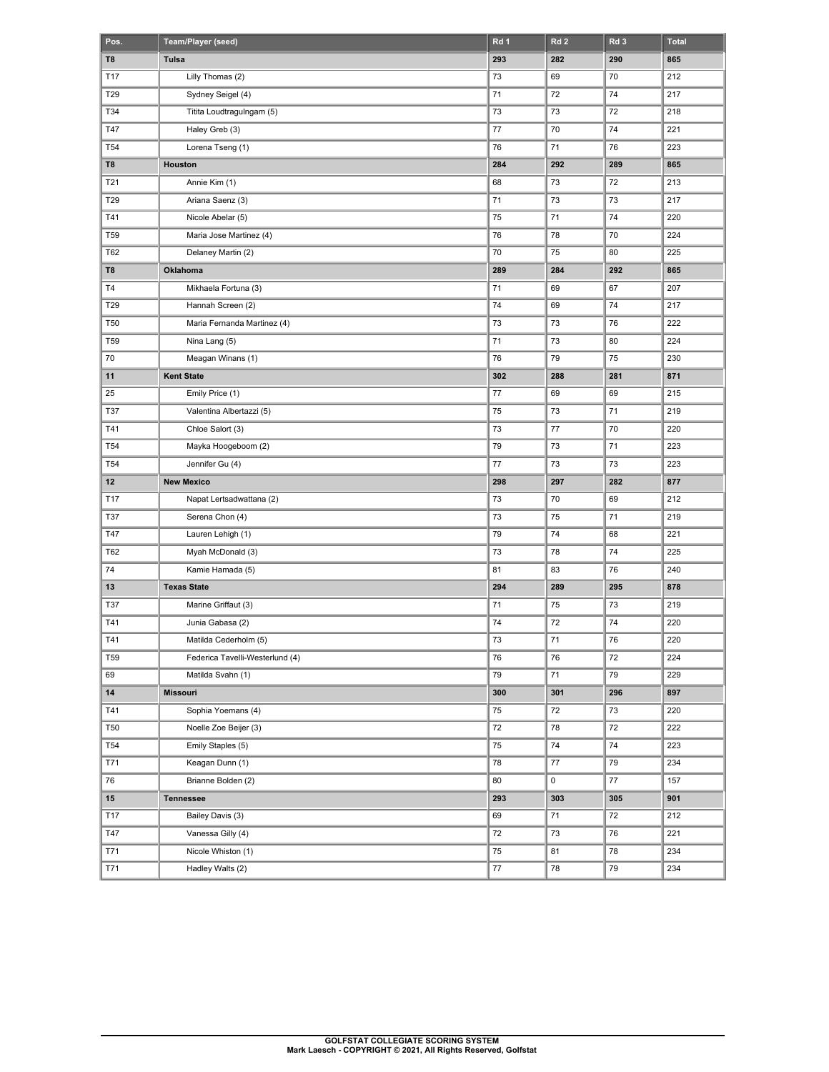| Pos. | Team/Player (seed) | Rd 1 | Rd 2 | Rd 3 | Total |
|---|---|---|---|---|---|
| **T8** | **Tulsa** | **293** | **282** | **290** | **865** |
| T17 | Lilly Thomas (2) | 73 | 69 | 70 | 212 |
| T29 | Sydney Seigel (4) | 71 | 72 | 74 | 217 |
| T34 | Titita Loudtragulngam (5) | 73 | 73 | 72 | 218 |
| T47 | Haley Greb (3) | 77 | 70 | 74 | 221 |
| T54 | Lorena Tseng (1) | 76 | 71 | 76 | 223 |
| **T8** | **Houston** | **284** | **292** | **289** | **865** |
| T21 | Annie Kim (1) | 68 | 73 | 72 | 213 |
| T29 | Ariana Saenz (3) | 71 | 73 | 73 | 217 |
| T41 | Nicole Abelar (5) | 75 | 71 | 74 | 220 |
| T59 | Maria Jose Martinez (4) | 76 | 78 | 70 | 224 |
| T62 | Delaney Martin (2) | 70 | 75 | 80 | 225 |
| **T8** | **Oklahoma** | **289** | **284** | **292** | **865** |
| T4 | Mikhaela Fortuna (3) | 71 | 69 | 67 | 207 |
| T29 | Hannah Screen (2) | 74 | 69 | 74 | 217 |
| T50 | Maria Fernanda Martinez (4) | 73 | 73 | 76 | 222 |
| T59 | Nina Lang (5) | 71 | 73 | 80 | 224 |
| 70 | Meagan Winans (1) | 76 | 79 | 75 | 230 |
| **11** | **Kent State** | **302** | **288** | **281** | **871** |
| 25 | Emily Price (1) | 77 | 69 | 69 | 215 |
| T37 | Valentina Albertazzi (5) | 75 | 73 | 71 | 219 |
| T41 | Chloe Salort (3) | 73 | 77 | 70 | 220 |
| T54 | Mayka Hoogeboom (2) | 79 | 73 | 71 | 223 |
| T54 | Jennifer Gu (4) | 77 | 73 | 73 | 223 |
| **12** | **New Mexico** | **298** | **297** | **282** | **877** |
| T17 | Napat Lertsadwattana (2) | 73 | 70 | 69 | 212 |
| T37 | Serena Chon (4) | 73 | 75 | 71 | 219 |
| T47 | Lauren Lehigh (1) | 79 | 74 | 68 | 221 |
| T62 | Myah McDonald (3) | 73 | 78 | 74 | 225 |
| 74 | Kamie Hamada (5) | 81 | 83 | 76 | 240 |
| **13** | **Texas State** | **294** | **289** | **295** | **878** |
| T37 | Marine Griffaut (3) | 71 | 75 | 73 | 219 |
| T41 | Junia Gabasa (2) | 74 | 72 | 74 | 220 |
| T41 | Matilda Cederholm (5) | 73 | 71 | 76 | 220 |
| T59 | Federica Tavelli-Westerlund (4) | 76 | 76 | 72 | 224 |
| 69 | Matilda Svahn (1) | 79 | 71 | 79 | 229 |
| **14** | **Missouri** | **300** | **301** | **296** | **897** |
| T41 | Sophia Yoemans (4) | 75 | 72 | 73 | 220 |
| T50 | Noelle Zoe Beijer (3) | 72 | 78 | 72 | 222 |
| T54 | Emily Staples (5) | 75 | 74 | 74 | 223 |
| T71 | Keagan Dunn (1) | 78 | 77 | 79 | 234 |
| 76 | Brianne Bolden (2) | 80 | 0 | 77 | 157 |
| **15** | **Tennessee** | **293** | **303** | **305** | **901** |
| T17 | Bailey Davis (3) | 69 | 71 | 72 | 212 |
| T47 | Vanessa Gilly (4) | 72 | 73 | 76 | 221 |
| T71 | Nicole Whiston (1) | 75 | 81 | 78 | 234 |
| T71 | Hadley Walts (2) | 77 | 78 | 79 | 234 |

GOLFSTAT COLLEGIATE SCORING SYSTEM
Mark Laesch - COPYRIGHT © 2021, All Rights Reserved, Golfstat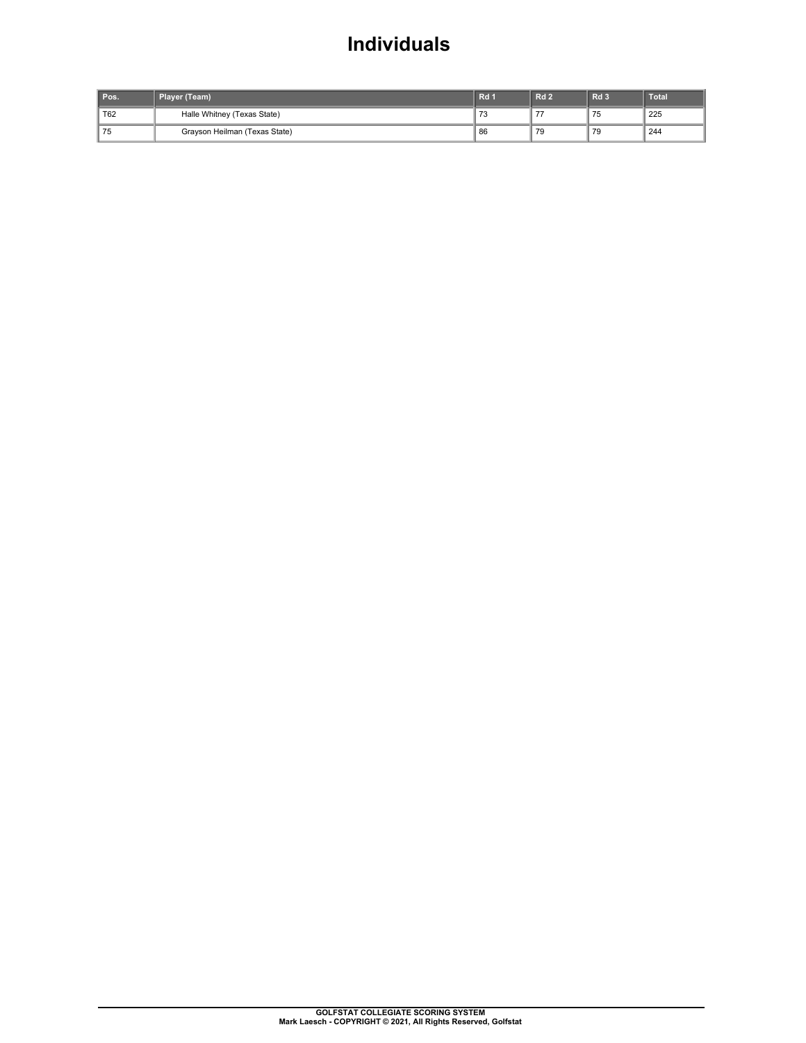# Individuals

| Pos. | Player (Team) | Rd 1 | Rd 2 | Rd 3 | Total |
|---|---|---|---|---|---|
| T62 | Halle Whitney (Texas State) | 73 | 77 | 75 | 225 |
| 75 | Grayson Heilman (Texas State) | 86 | 79 | 79 | 244 |

**GOLFSTAT COLLEGIATE SCORING SYSTEM**
**Mark Laesch - COPYRIGHT © 2021, All Rights Reserved, Golfstat**